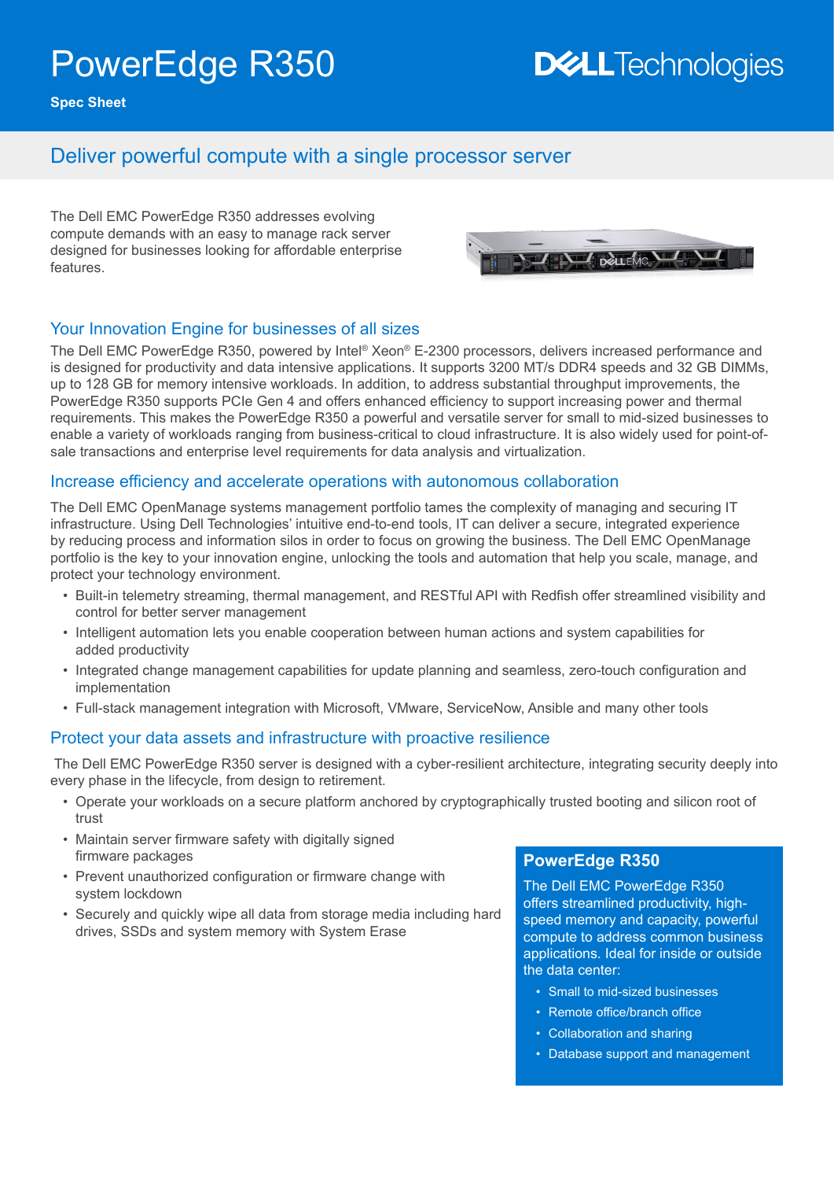# PowerEdge R350

**Spec Sheet**

## Deliver powerful compute with a single processor server

The Dell EMC PowerEdge R350 addresses evolving compute demands with an easy to manage rack server designed for businesses looking for affordable enterprise features.

### Your Innovation Engine for businesses of all sizes

The Dell EMC PowerEdge R350, powered by Intel® Xeon® E-2300 processors, delivers increased performance and is designed for productivity and data intensive applications. It supports 3200 MT/s DDR4 speeds and 32 GB DIMMs, up to 128 GB for memory intensive workloads. In addition, to address substantial throughput improvements, the PowerEdge R350 supports PCIe Gen 4 and offers enhanced efficiency to support increasing power and thermal requirements. This makes the PowerEdge R350 a powerful and versatile server for small to mid-sized businesses to enable a variety of workloads ranging from business-critical to cloud infrastructure. It is also widely used for point-of-sale transactions and enterprise level requirements for data analysis and virtualization.

### Increase efficiency and accelerate operations with autonomous collaboration

The Dell EMC OpenManage systems management portfolio tames the complexity of managing and securing IT infrastructure. Using Dell Technologies' intuitive end-to-end tools, IT can deliver a secure, integrated experience by reducing process and information silos in order to focus on growing the business. The Dell EMC OpenManage portfolio is the key to your innovation engine, unlocking the tools and automation that help you scale, manage, and protect your technology environment.

- Built-in telemetry streaming, thermal management, and RESTful API with Redfish offer streamlined visibility and control for better server management
- Intelligent automation lets you enable cooperation between human actions and system capabilities for added productivity
- Integrated change management capabilities for update planning and seamless, zero-touch configuration and implementation
- Full-stack management integration with Microsoft, VMware, ServiceNow, Ansible and many other tools

### Protect your data assets and infrastructure with proactive resilience

The Dell EMC PowerEdge R350 server is designed with a cyber-resilient architecture, integrating security deeply into every phase in the lifecycle, from design to retirement.

- Operate your workloads on a secure platform anchored by cryptographically trusted booting and silicon root of trust
- Maintain server firmware safety with digitally signed firmware packages
- Prevent unauthorized configuration or firmware change with system lockdown
- Securely and quickly wipe all data from storage media including hard drives, SSDs and system memory with System Erase

### PowerEdge R350

The Dell EMC PowerEdge R350 offers streamlined productivity, high-speed memory and capacity, powerful compute to address common business applications. Ideal for inside or outside the data center:

- Small to mid-sized businesses
- Remote office/branch office
- Collaboration and sharing
- Database support and management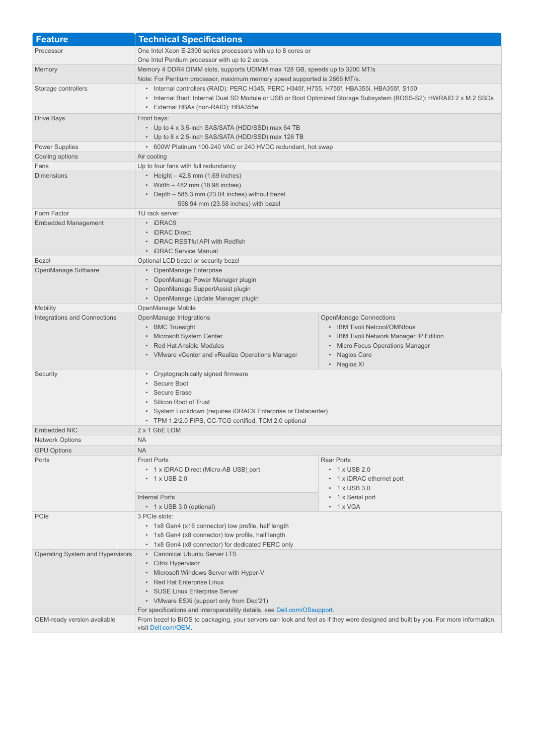| Feature | Technical Specifications |
| --- | --- |
| Processor | One Intel Xeon E-2300 series processors with up to 8 cores or<br>One Intel Pentium processor with up to 2 cores |
| Memory | Memory 4 DDR4 DIMM slots, supports UDIMM max 128 GB, speeds up to 3200 MT/s<br>Note: For Pentium processor, maximum memory speed supported is 2666 MT/s. |
| Storage controllers | • Internal controllers (RAID): PERC H345, PERC H345f, H755, H755f, HBA355i, HBA355f, S150<br>• Internal Boot: Internal Dual SD Module or USB or Boot Optimized Storage Subsystem (BOSS-S2): HWRAID 2 x M.2 SSDs<br>• External HBAs (non-RAID): HBA355e |
| Drive Bays | Front bays:<br>• Up to 4 x 3.5-inch SAS/SATA (HDD/SSD) max 64 TB<br>• Up to 8 x 2.5-inch SAS/SATA (HDD/SSD) max 128 TB |
| Power Supplies | • 600W Platinum 100-240 VAC or 240 HVDC redundant, hot swap |
| Cooling options | Air cooling |
| Fans | Up to four fans with full redundancy |
| Dimensions | • Height – 42.8 mm (1.69 inches)<br>• Width – 482 mm (18.98 inches)<br>• Depth – 585.3 mm (23.04 inches) without bezel<br>598.94 mm (23.58 inches) with bezel |
| Form Factor | 1U rack server |
| Embedded Management | • iDRAC9<br>• iDRAC Direct<br>• iDRAC RESTful API with Redfish<br>• iDRAC Service Manual |
| Bezel | Optional LCD bezel or security bezel |
| OpenManage Software | • OpenManage Enterprise<br>• OpenManage Power Manager plugin<br>• OpenManage SupportAssist plugin<br>• OpenManage Update Manager plugin |
| Mobility | OpenManage Mobile |
| Integrations and Connections | OpenManage Integrations<br>• BMC Truesight<br>• Microsoft System Center<br>• Red Hat Ansible Modules<br>• VMware vCenter and vRealize Operations Manager<br><br>OpenManage Connections<br>• IBM Tivoli Netcool/OMNIbus<br>• IBM Tivoli Network Manager IP Edition<br>• Micro Focus Operations Manager<br>• Nagios Core<br>• Nagios XI |
| Security | • Cryptographically signed firmware<br>• Secure Boot<br>• Secure Erase<br>• Silicon Root of Trust<br>• System Lockdown (requires iDRAC9 Enterprise or Datacenter)<br>• TPM 1.2/2.0 FIPS, CC-TCG certified, TCM 2.0 optional |
| Embedded NIC | 2 x 1 GbE LOM |
| Network Options | NA |
| GPU Options | NA |
| Ports | Front Ports<br>• 1 x iDRAC Direct (Micro-AB USB) port<br>• 1 x USB 2.0<br><br>Internal Ports<br>• 1 x USB 3.0 (optional)<br><br>Rear Ports<br>• 1 x USB 2.0<br>• 1 x iDRAC ethernet port<br>• 1 x USB 3.0<br>• 1 x Serial port<br>• 1 x VGA |
| PCIe | 3 PCIe slots:<br>• 1x8 Gen4 (x16 connector) low profile, half length<br>• 1x8 Gen4 (x8 connector) low profile, half length<br>• 1x8 Gen4 (x8 connector) for dedicated PERC only |
| Operating System and Hypervisors | • Canonical Ubuntu Server LTS<br>• Citrix Hypervisor<br>• Microsoft Windows Server with Hyper-V<br>• Red Hat Enterprise Linux<br>• SUSE Linux Enterprise Server<br>• VMware ESXi (support only from Dec'21)<br>For specifications and interoperability details, see Dell.com/OSsupport. |
| OEM-ready version available | From bezel to BIOS to packaging, your servers can look and feel as if they were designed and built by you. For more information, visit Dell.com/OEM. |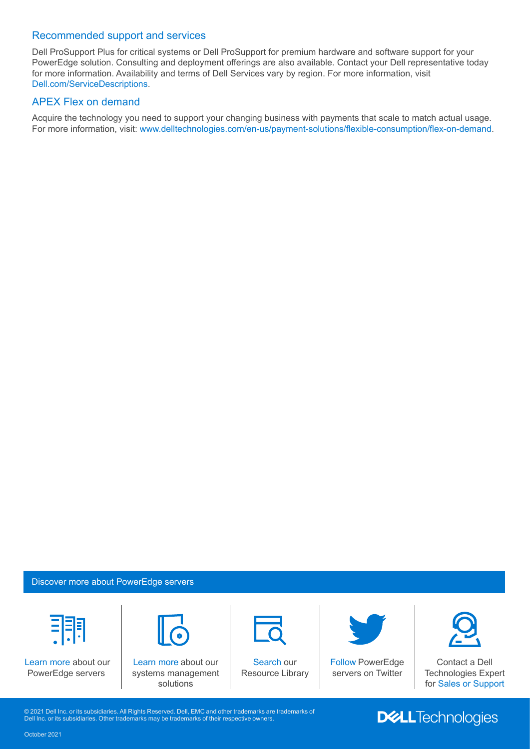## Recommended support and services

Dell ProSupport Plus for critical systems or Dell ProSupport for premium hardware and software support for your PowerEdge solution. Consulting and deployment offerings are also available. Contact your Dell representative today for more information. Availability and terms of Dell Services vary by region. For more information, visit Dell.com/ServiceDescriptions.

## APEX Flex on demand

Acquire the technology you need to support your changing business with payments that scale to match actual usage. For more information, visit: www.delltechnologies.com/en-us/payment-solutions/flexible-consumption/flex-on-demand.

Discover more about PowerEdge servers

Learn more about our PowerEdge servers

Learn more about our systems management solutions

Search our Resource Library

Follow PowerEdge servers on Twitter

Contact a Dell Technologies Expert for Sales or Support

© 2021 Dell Inc. or its subsidiaries. All Rights Reserved. Dell, EMC and other trademarks are trademarks of Dell Inc. or its subsidiaries. Other trademarks may be trademarks of their respective owners.

DELL Technologies

October 2021